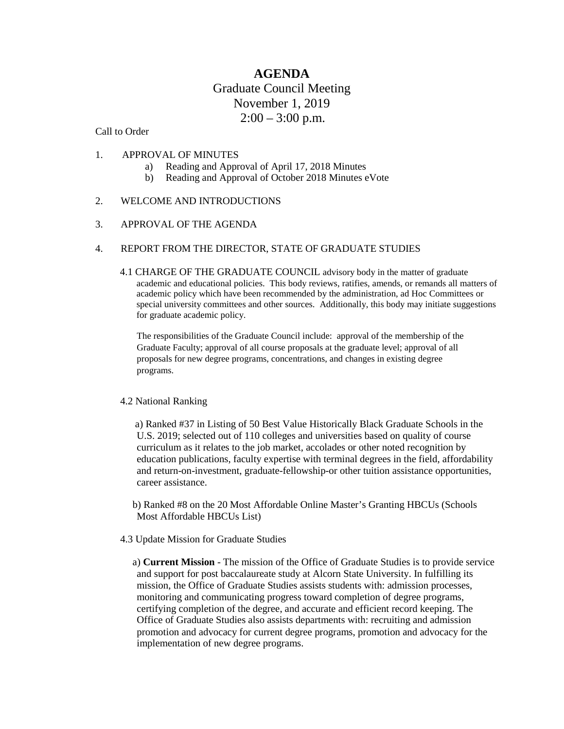# AGENDA

Graduate Council Meeting
November 1, 2019
2:00 – 3:00 p.m.

Call to Order

1. APPROVAL OF MINUTES
   a) Reading and Approval of April 17, 2018 Minutes
   b) Reading and Approval of October 2018 Minutes eVote

2. WELCOME AND INTRODUCTIONS

3. APPROVAL OF THE AGENDA

4. REPORT FROM THE DIRECTOR, STATE OF GRADUATE STUDIES

   4.1 CHARGE OF THE GRADUATE COUNCIL advisory body in the matter of graduate academic and educational policies. This body reviews, ratifies, amends, or remands all matters of academic policy which have been recommended by the administration, ad Hoc Committees or special university committees and other sources. Additionally, this body may initiate suggestions for graduate academic policy.

   The responsibilities of the Graduate Council include: approval of the membership of the Graduate Faculty; approval of all course proposals at the graduate level; approval of all proposals for new degree programs, concentrations, and changes in existing degree programs.

   4.2 National Ranking

   a) Ranked #37 in Listing of 50 Best Value Historically Black Graduate Schools in the U.S. 2019; selected out of 110 colleges and universities based on quality of course curriculum as it relates to the job market, accolades or other noted recognition by education publications, faculty expertise with terminal degrees in the field, affordability and return-on-investment, graduate-fellowship-or other tuition assistance opportunities, career assistance.

   b) Ranked #8 on the 20 Most Affordable Online Master's Granting HBCUs (Schools Most Affordable HBCUs List)

   4.3 Update Mission for Graduate Studies

   a) **Current Mission** - The mission of the Office of Graduate Studies is to provide service and support for post baccalaureate study at Alcorn State University. In fulfilling its mission, the Office of Graduate Studies assists students with: admission processes, monitoring and communicating progress toward completion of degree programs, certifying completion of the degree, and accurate and efficient record keeping. The Office of Graduate Studies also assists departments with: recruiting and admission promotion and advocacy for current degree programs, promotion and advocacy for the implementation of new degree programs.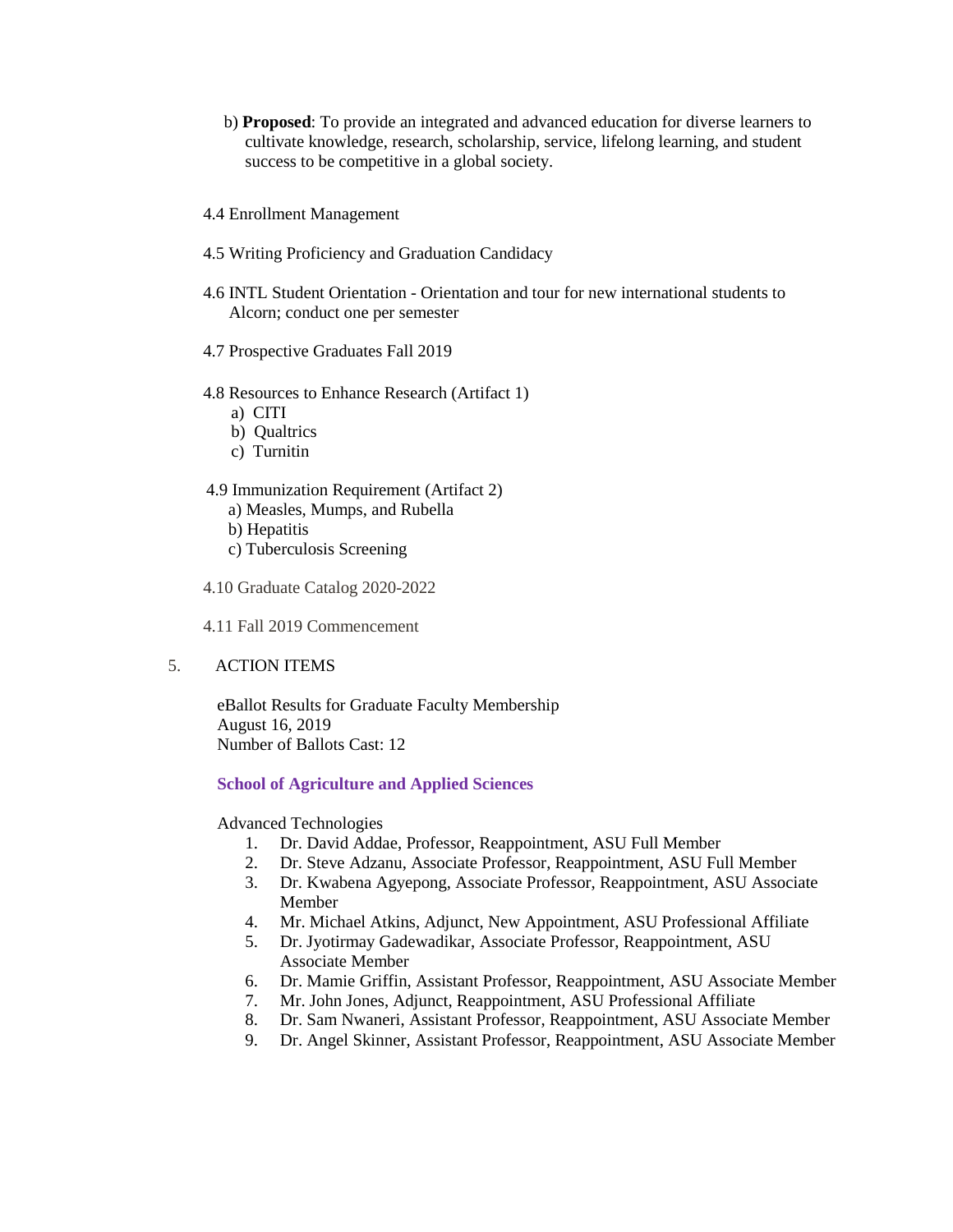b) **Proposed**: To provide an integrated and advanced education for diverse learners to cultivate knowledge, research, scholarship, service, lifelong learning, and student success to be competitive in a global society.

4.4 Enrollment Management

4.5 Writing Proficiency and Graduation Candidacy

4.6 INTL Student Orientation - Orientation and tour for new international students to Alcorn; conduct one per semester

4.7 Prospective Graduates Fall 2019

4.8 Resources to Enhance Research (Artifact 1)

a) CITI
b) Qualtrics
c) Turnitin

4.9 Immunization Requirement (Artifact 2)

a) Measles, Mumps, and Rubella
b) Hepatitis
c) Tuberculosis Screening

4.10 Graduate Catalog 2020-2022

4.11 Fall 2019 Commencement

5. ACTION ITEMS

eBallot Results for Graduate Faculty Membership
August 16, 2019
Number of Ballots Cast: 12

**School of Agriculture and Applied Sciences**

Advanced Technologies

1. Dr. David Addae, Professor, Reappointment, ASU Full Member
2. Dr. Steve Adzanu, Associate Professor, Reappointment, ASU Full Member
3. Dr. Kwabena Agyepong, Associate Professor, Reappointment, ASU Associate Member
4. Mr. Michael Atkins, Adjunct, New Appointment, ASU Professional Affiliate
5. Dr. Jyotirmay Gadewadikar, Associate Professor, Reappointment, ASU Associate Member
6. Dr. Mamie Griffin, Assistant Professor, Reappointment, ASU Associate Member
7. Mr. John Jones, Adjunct, Reappointment, ASU Professional Affiliate
8. Dr. Sam Nwaneri, Assistant Professor, Reappointment, ASU Associate Member
9. Dr. Angel Skinner, Assistant Professor, Reappointment, ASU Associate Member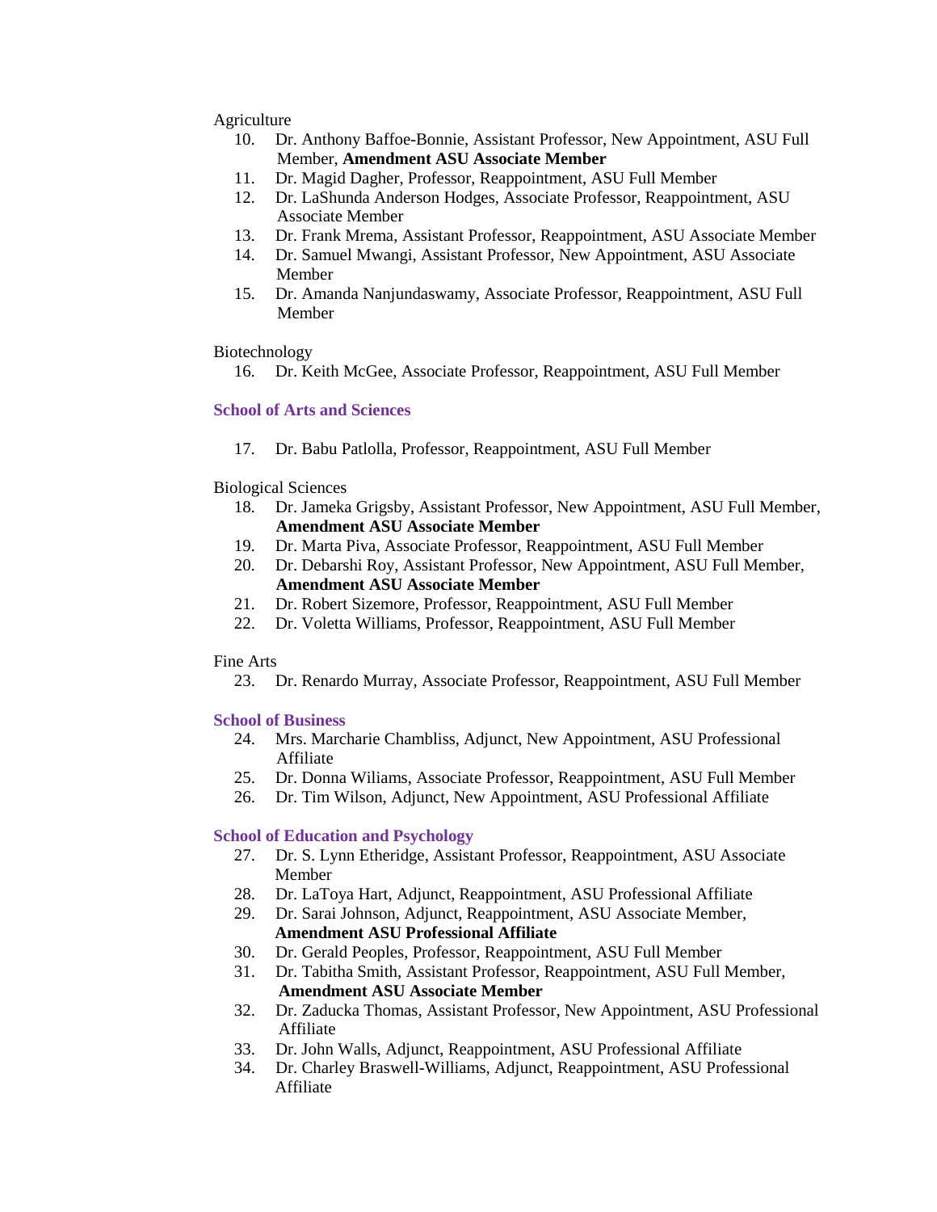Agriculture

10. Dr. Anthony Baffoe-Bonnie, Assistant Professor, New Appointment, ASU Full Member, **Amendment ASU Associate Member**
11. Dr. Magid Dagher, Professor, Reappointment, ASU Full Member
12. Dr. LaShunda Anderson Hodges, Associate Professor, Reappointment, ASU Associate Member
13. Dr. Frank Mrema, Assistant Professor, Reappointment, ASU Associate Member
14. Dr. Samuel Mwangi, Assistant Professor, New Appointment, ASU Associate Member
15. Dr. Amanda Nanjundaswamy, Associate Professor, Reappointment, ASU Full Member

Biotechnology

16. Dr. Keith McGee, Associate Professor, Reappointment, ASU Full Member

### School of Arts and Sciences

17. Dr. Babu Patlolla, Professor, Reappointment, ASU Full Member

Biological Sciences

18. Dr. Jameka Grigsby, Assistant Professor, New Appointment, ASU Full Member, **Amendment ASU Associate Member**
19. Dr. Marta Piva, Associate Professor, Reappointment, ASU Full Member
20. Dr. Debarshi Roy, Assistant Professor, New Appointment, ASU Full Member, **Amendment ASU Associate Member**
21. Dr. Robert Sizemore, Professor, Reappointment, ASU Full Member
22. Dr. Voletta Williams, Professor, Reappointment, ASU Full Member

Fine Arts

23. Dr. Renardo Murray, Associate Professor, Reappointment, ASU Full Member

### School of Business

24. Mrs. Marcharie Chambliss, Adjunct, New Appointment, ASU Professional Affiliate
25. Dr. Donna Wiliams, Associate Professor, Reappointment, ASU Full Member
26. Dr. Tim Wilson, Adjunct, New Appointment, ASU Professional Affiliate

### School of Education and Psychology

27. Dr. S. Lynn Etheridge, Assistant Professor, Reappointment, ASU Associate Member
28. Dr. LaToya Hart, Adjunct, Reappointment, ASU Professional Affiliate
29. Dr. Sarai Johnson, Adjunct, Reappointment, ASU Associate Member, **Amendment ASU Professional Affiliate**
30. Dr. Gerald Peoples, Professor, Reappointment, ASU Full Member
31. Dr. Tabitha Smith, Assistant Professor, Reappointment, ASU Full Member, **Amendment ASU Associate Member**
32. Dr. Zaducka Thomas, Assistant Professor, New Appointment, ASU Professional Affiliate
33. Dr. John Walls, Adjunct, Reappointment, ASU Professional Affiliate
34. Dr. Charley Braswell-Williams, Adjunct, Reappointment, ASU Professional Affiliate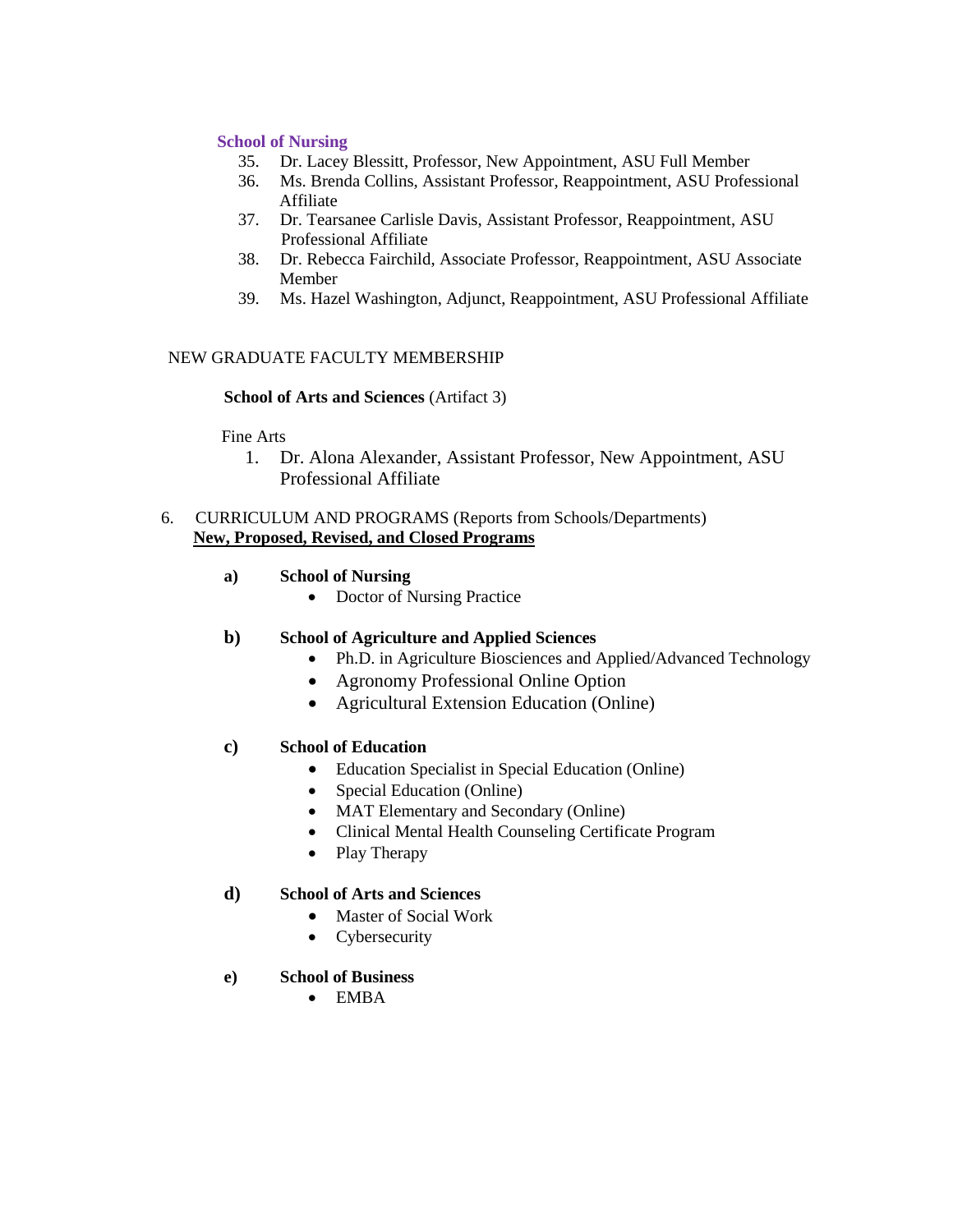**School of Nursing**

35. Dr. Lacey Blessitt, Professor, New Appointment, ASU Full Member
36. Ms. Brenda Collins, Assistant Professor, Reappointment, ASU Professional Affiliate
37. Dr. Tearsanee Carlisle Davis, Assistant Professor, Reappointment, ASU Professional Affiliate
38. Dr. Rebecca Fairchild, Associate Professor, Reappointment, ASU Associate Member
39. Ms. Hazel Washington, Adjunct, Reappointment, ASU Professional Affiliate

NEW GRADUATE FACULTY MEMBERSHIP

**School of Arts and Sciences** (Artifact 3)

Fine Arts

1. Dr. Alona Alexander, Assistant Professor, New Appointment, ASU Professional Affiliate

6. CURRICULUM AND PROGRAMS (Reports from Schools/Departments)
   **<u>New, Proposed, Revised, and Closed Programs</u>**

**a) School of Nursing**

- Doctor of Nursing Practice

**b) School of Agriculture and Applied Sciences**

- Ph.D. in Agriculture Biosciences and Applied/Advanced Technology
- Agronomy Professional Online Option
- Agricultural Extension Education (Online)

**c) School of Education**

- Education Specialist in Special Education (Online)
- Special Education (Online)
- MAT Elementary and Secondary (Online)
- Clinical Mental Health Counseling Certificate Program
- Play Therapy

**d) School of Arts and Sciences**

- Master of Social Work
- Cybersecurity

**e) School of Business**

- EMBA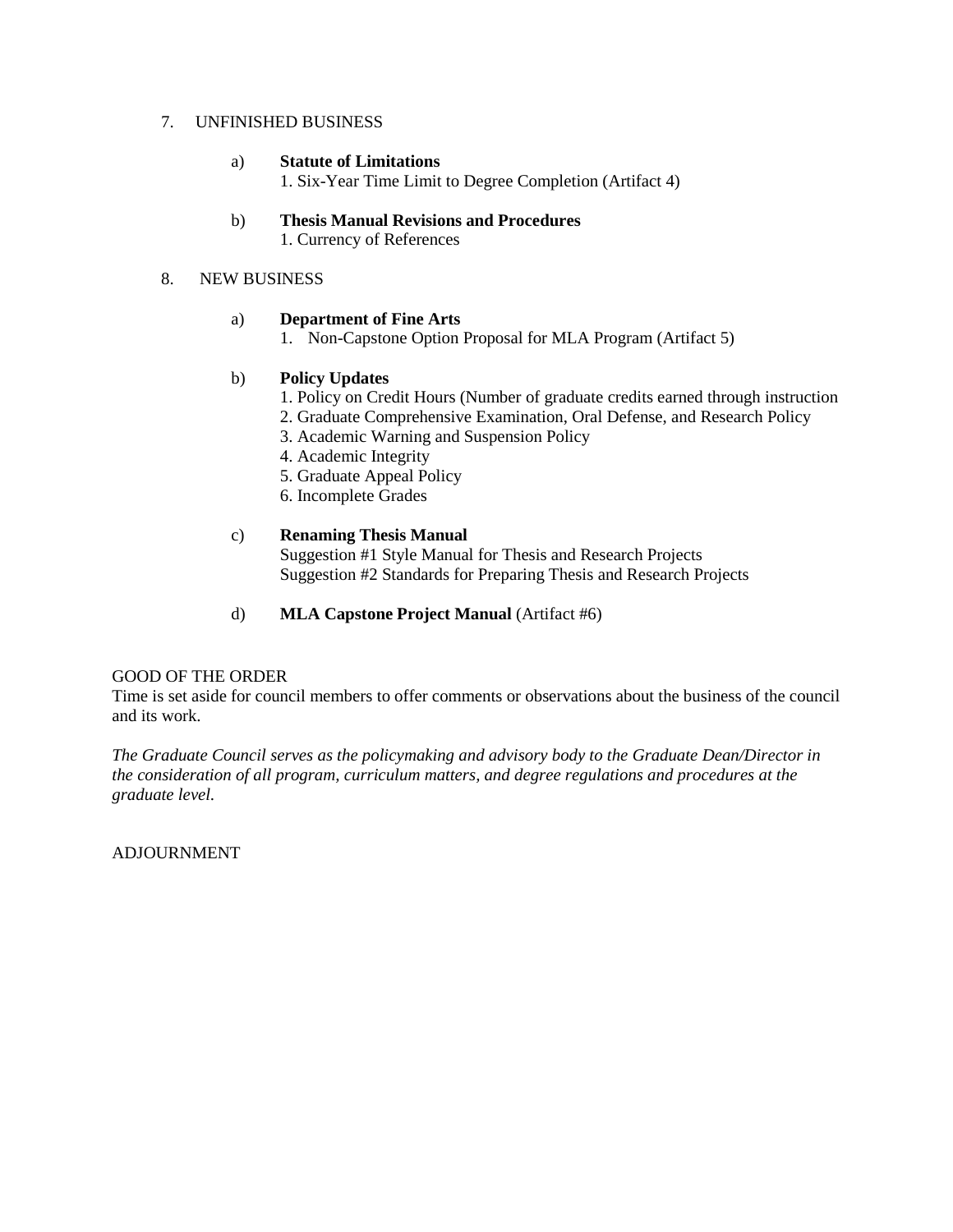7. UNFINISHED BUSINESS

   a) **Statute of Limitations**
      1. Six-Year Time Limit to Degree Completion (Artifact 4)

   b) **Thesis Manual Revisions and Procedures**
      1. Currency of References

8. NEW BUSINESS

   a) **Department of Fine Arts**
      1. Non-Capstone Option Proposal for MLA Program (Artifact 5)

   b) **Policy Updates**
      1. Policy on Credit Hours (Number of graduate credits earned through instruction
      2. Graduate Comprehensive Examination, Oral Defense, and Research Policy
      3. Academic Warning and Suspension Policy
      4. Academic Integrity
      5. Graduate Appeal Policy
      6. Incomplete Grades

   c) **Renaming Thesis Manual**
      Suggestion #1 Style Manual for Thesis and Research Projects
      Suggestion #2 Standards for Preparing Thesis and Research Projects

   d) **MLA Capstone Project Manual** (Artifact #6)

GOOD OF THE ORDER
Time is set aside for council members to offer comments or observations about the business of the council and its work.

*The Graduate Council serves as the policymaking and advisory body to the Graduate Dean/Director in the consideration of all program, curriculum matters, and degree regulations and procedures at the graduate level.*

ADJOURNMENT